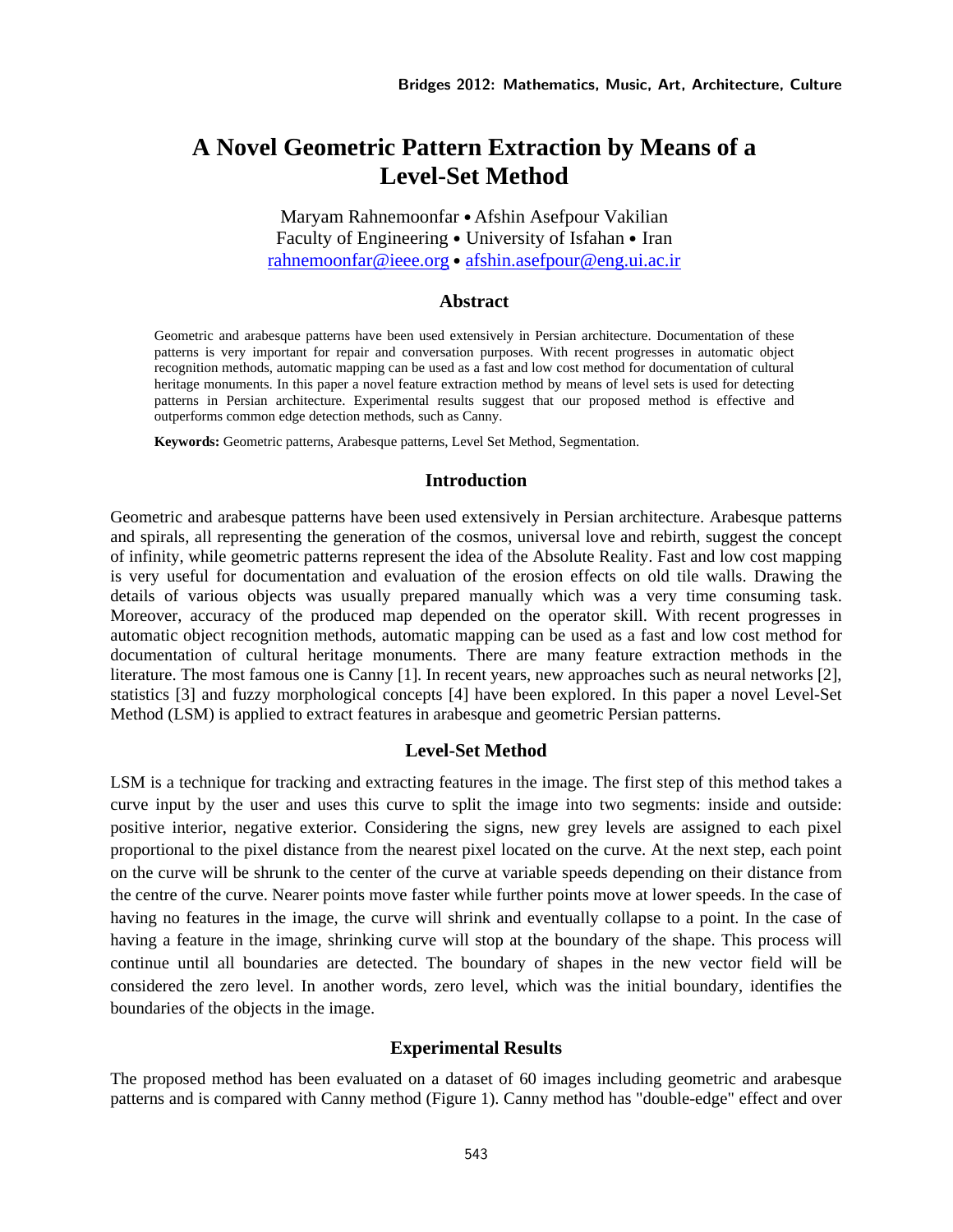# A Novel Geometric Pattern Extraction by Means of a Level-Set Method

Maryam Rahnemoonfar • Afshin Asefpour Vakilian
Faculty of Engineering • University of Isfahan • Iran
rahnemoonfar@ieee.org • afshin.asefpour@eng.ui.ac.ir

## Abstract

Geometric and arabesque patterns have been used extensively in Persian architecture. Documentation of these patterns is very important for repair and conversation purposes. With recent progresses in automatic object recognition methods, automatic mapping can be used as a fast and low cost method for documentation of cultural heritage monuments. In this paper a novel feature extraction method by means of level sets is used for detecting patterns in Persian architecture. Experimental results suggest that our proposed method is effective and outperforms common edge detection methods, such as Canny.

**Keywords:** Geometric patterns, Arabesque patterns, Level Set Method, Segmentation.

## Introduction

Geometric and arabesque patterns have been used extensively in Persian architecture. Arabesque patterns and spirals, all representing the generation of the cosmos, universal love and rebirth, suggest the concept of infinity, while geometric patterns represent the idea of the Absolute Reality. Fast and low cost mapping is very useful for documentation and evaluation of the erosion effects on old tile walls. Drawing the details of various objects was usually prepared manually which was a very time consuming task. Moreover, accuracy of the produced map depended on the operator skill. With recent progresses in automatic object recognition methods, automatic mapping can be used as a fast and low cost method for documentation of cultural heritage monuments. There are many feature extraction methods in the literature. The most famous one is Canny [1]. In recent years, new approaches such as neural networks [2], statistics [3] and fuzzy morphological concepts [4] have been explored. In this paper a novel Level-Set Method (LSM) is applied to extract features in arabesque and geometric Persian patterns.

## Level-Set Method

LSM is a technique for tracking and extracting features in the image. The first step of this method takes a curve input by the user and uses this curve to split the image into two segments: inside and outside: positive interior, negative exterior. Considering the signs, new grey levels are assigned to each pixel proportional to the pixel distance from the nearest pixel located on the curve. At the next step, each point on the curve will be shrunk to the center of the curve at variable speeds depending on their distance from the centre of the curve. Nearer points move faster while further points move at lower speeds. In the case of having no features in the image, the curve will shrink and eventually collapse to a point. In the case of having a feature in the image, shrinking curve will stop at the boundary of the shape. This process will continue until all boundaries are detected. The boundary of shapes in the new vector field will be considered the zero level. In another words, zero level, which was the initial boundary, identifies the boundaries of the objects in the image.

## Experimental Results

The proposed method has been evaluated on a dataset of 60 images including geometric and arabesque patterns and is compared with Canny method (Figure 1). Canny method has "double-edge" effect and over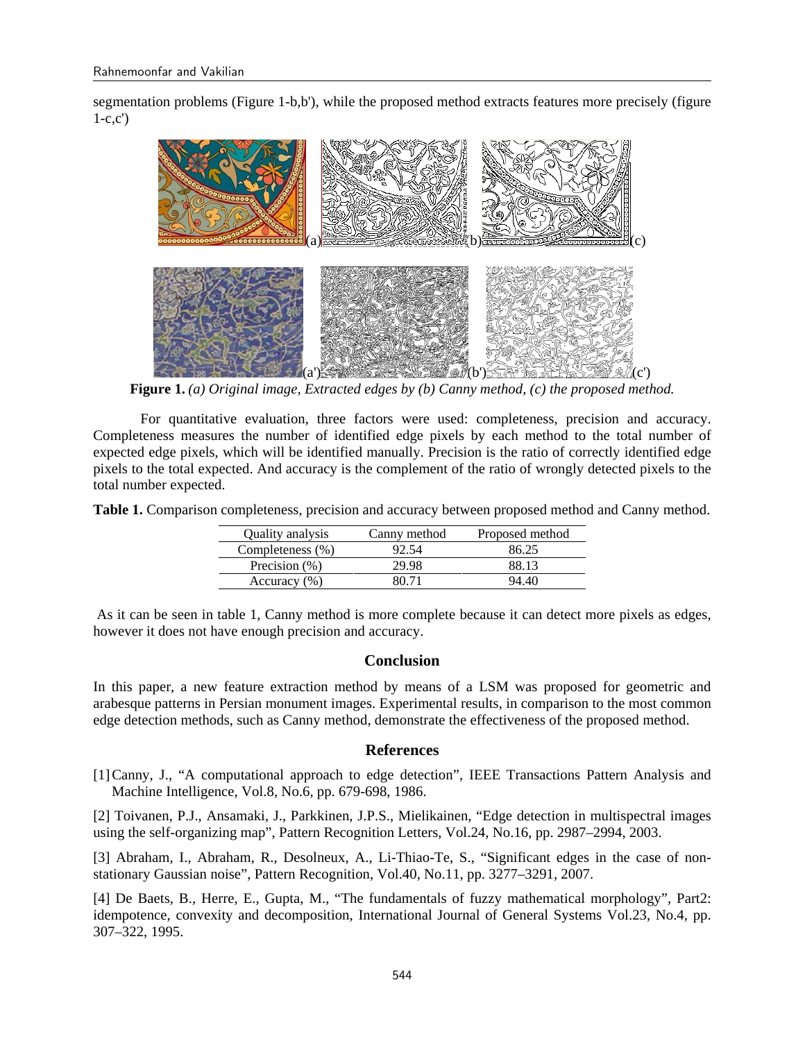segmentation problems (Figure 1-b,b'), while the proposed method extracts features more precisely (figure 1-c,c')

(a) (b) (c)

(a') (b') (c')

**Figure 1.** *(a) Original image, Extracted edges by (b) Canny method, (c) the proposed method.*

For quantitative evaluation, three factors were used: completeness, precision and accuracy. Completeness measures the number of identified edge pixels by each method to the total number of expected edge pixels, which will be identified manually. Precision is the ratio of correctly identified edge pixels to the total expected. And accuracy is the complement of the ratio of wrongly detected pixels to the total number expected.

**Table 1.** Comparison completeness, precision and accuracy between proposed method and Canny method.

| Quality analysis | Canny method | Proposed method |
|---|---|---|
| Completeness (%) | 92.54 | 86.25 |
| Precision (%) | 29.98 | 88.13 |
| Accuracy (%) | 80.71 | 94.40 |

As it can be seen in table 1, Canny method is more complete because it can detect more pixels as edges, however it does not have enough precision and accuracy.

## Conclusion

In this paper, a new feature extraction method by means of a LSM was proposed for geometric and arabesque patterns in Persian monument images. Experimental results, in comparison to the most common edge detection methods, such as Canny method, demonstrate the effectiveness of the proposed method.

## References

[1] Canny, J., "A computational approach to edge detection", IEEE Transactions Pattern Analysis and Machine Intelligence, Vol.8, No.6, pp. 679-698, 1986.

[2] Toivanen, P.J., Ansamaki, J., Parkkinen, J.P.S., Mielikainen, "Edge detection in multispectral images using the self-organizing map", Pattern Recognition Letters, Vol.24, No.16, pp. 2987–2994, 2003.

[3] Abraham, I., Abraham, R., Desolneux, A., Li-Thiao-Te, S., "Significant edges in the case of non-stationary Gaussian noise", Pattern Recognition, Vol.40, No.11, pp. 3277–3291, 2007.

[4] De Baets, B., Herre, E., Gupta, M., "The fundamentals of fuzzy mathematical morphology", Part2: idempotence, convexity and decomposition, International Journal of General Systems Vol.23, No.4, pp. 307–322, 1995.